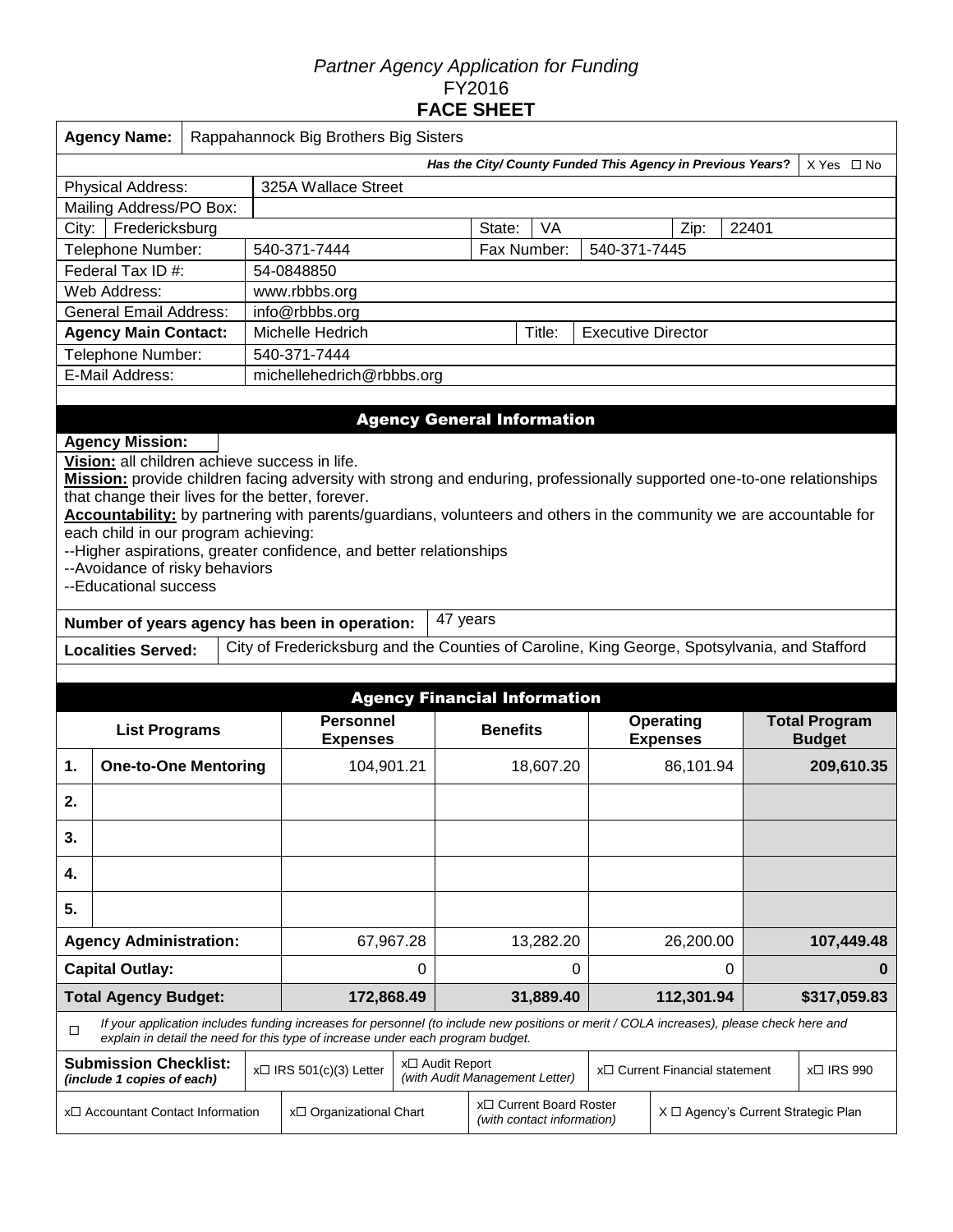*Partner Agency Application for Funding*
FY2016
**FACE SHEET**

| | |
|---|---|
| **Agency Name:** | Rappahannock Big Brothers Big Sisters |
| ***Has the City/ County Funded This Agency in Previous Years?*** | X Yes ☐ No |
| Physical Address: | 325A Wallace Street |
| Mailing Address/PO Box: | |
| City: | Fredericksburg |
| State: | VA |
| Zip: | 22401 |
| Telephone Number: | 540-371-7444 |
| Fax Number: | 540-371-7445 |
| Federal Tax ID #: | 54-0848850 |
| Web Address: | www.rbbbs.org |
| General Email Address: | info@rbbbs.org |
| **Agency Main Contact:** | Michelle Hedrich |
| Title: | Executive Director |
| Telephone Number: | 540-371-7444 |
| E-Mail Address: | michellehedrich@rbbbs.org |

## Agency General Information

**Agency Mission:**

**Vision:** all children achieve success in life.

**Mission:** provide children facing adversity with strong and enduring, professionally supported one-to-one relationships that change their lives for the better, forever.

**Accountability:** by partnering with parents/guardians, volunteers and others in the community we are accountable for each child in our program achieving:

--Higher aspirations, greater confidence, and better relationships
--Avoidance of risky behaviors
--Educational success

**Number of years agency has been in operation:** 47 years

**Localities Served:** City of Fredericksburg and the Counties of Caroline, King George, Spotsylvania, and Stafford

## Agency Financial Information

| | List Programs | Personnel Expenses | Benefits | Operating Expenses | Total Program Budget |
|---|---|---|---|---|---|
| **1.** | **One-to-One Mentoring** | 104,901.21 | 18,607.20 | 86,101.94 | **209,610.35** |
| **2.** | | | | | |
| **3.** | | | | | |
| **4.** | | | | | |
| **5.** | | | | | |
| **Agency Administration:** | | 67,967.28 | 13,282.20 | 26,200.00 | **107,449.48** |
| **Capital Outlay:** | | 0 | 0 | 0 | **0** |
| **Total Agency Budget:** | | **172,868.49** | **31,889.40** | **112,301.94** | **$317,059.83** |

☐ *If your application includes funding increases for personnel (to include new positions or merit / COLA increases), please check here and explain in detail the need for this type of increase under each program budget.*

| **Submission Checklist:** *(include 1 copies of each)* | x☐ IRS 501(c)(3) Letter | x☐ Audit Report *(with Audit Management Letter)* | x☐ Current Financial statement | x☐ IRS 990 |
|---|---|---|---|---|
| x☐ Accountant Contact Information | x☐ Organizational Chart | x☐ Current Board Roster *(with contact information)* | X ☐ Agency's Current Strategic Plan | |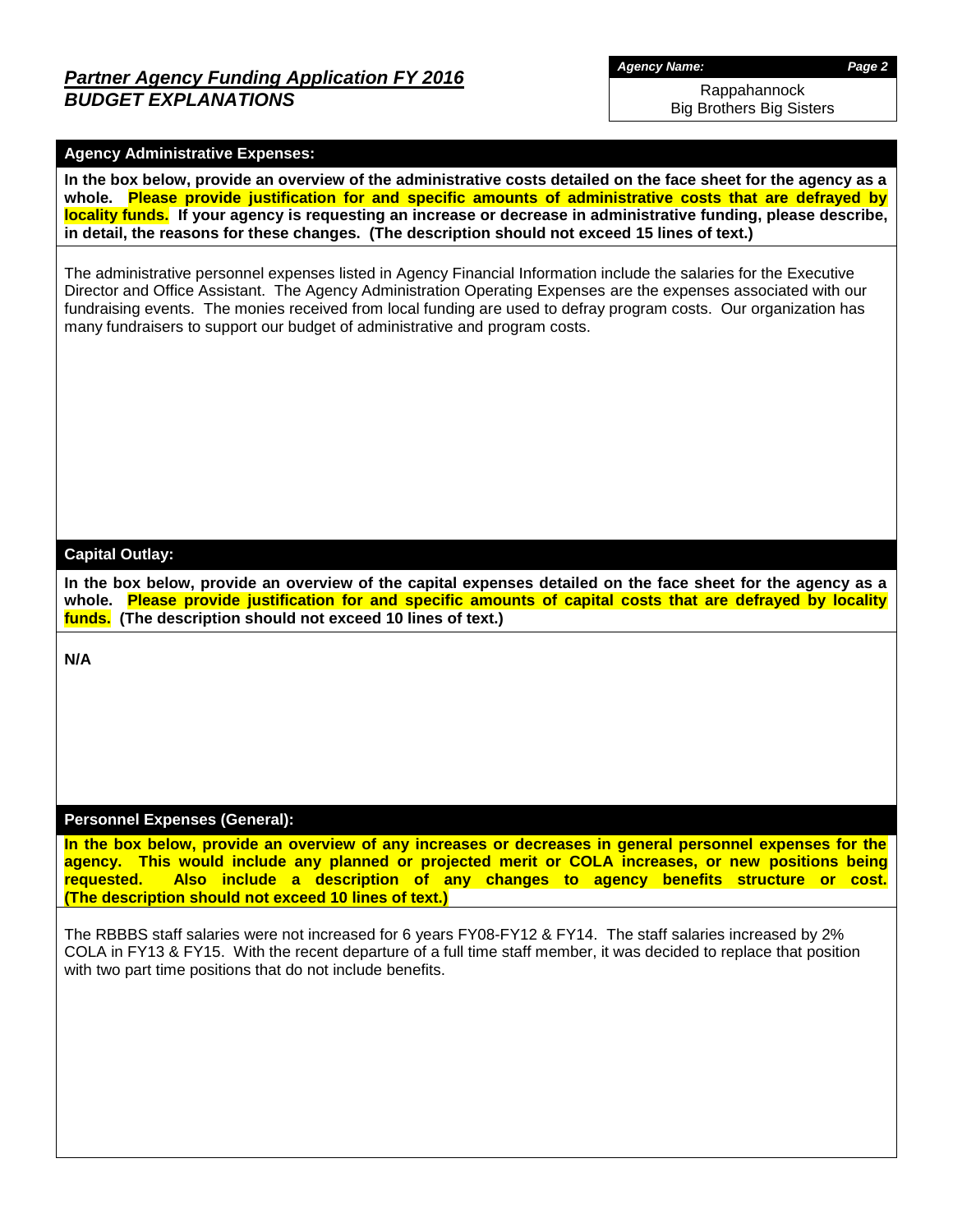# *Partner Agency Funding Application FY 2016*
## *BUDGET EXPLANATIONS*

***Agency Name:***

Rappahannock
Big Brothers Big Sisters

### Agency Administrative Expenses:

**In the box below, provide an overview of the administrative costs detailed on the face sheet for the agency as a whole. Please provide justification for and specific amounts of administrative costs that are defrayed by locality funds. If your agency is requesting an increase or decrease in administrative funding, please describe, in detail, the reasons for these changes. (The description should not exceed 15 lines of text.)**

The administrative personnel expenses listed in Agency Financial Information include the salaries for the Executive Director and Office Assistant. The Agency Administration Operating Expenses are the expenses associated with our fundraising events. The monies received from local funding are used to defray program costs. Our organization has many fundraisers to support our budget of administrative and program costs.

### Capital Outlay:

**In the box below, provide an overview of the capital expenses detailed on the face sheet for the agency as a whole. Please provide justification for and specific amounts of capital costs that are defrayed by locality funds. (The description should not exceed 10 lines of text.)**

**N/A**

### Personnel Expenses (General):

**In the box below, provide an overview of any increases or decreases in general personnel expenses for the agency. This would include any planned or projected merit or COLA increases, or new positions being requested. Also include a description of any changes to agency benefits structure or cost. (The description should not exceed 10 lines of text.)**

The RBBBS staff salaries were not increased for 6 years FY08-FY12 & FY14. The staff salaries increased by 2% COLA in FY13 & FY15. With the recent departure of a full time staff member, it was decided to replace that position with two part time positions that do not include benefits.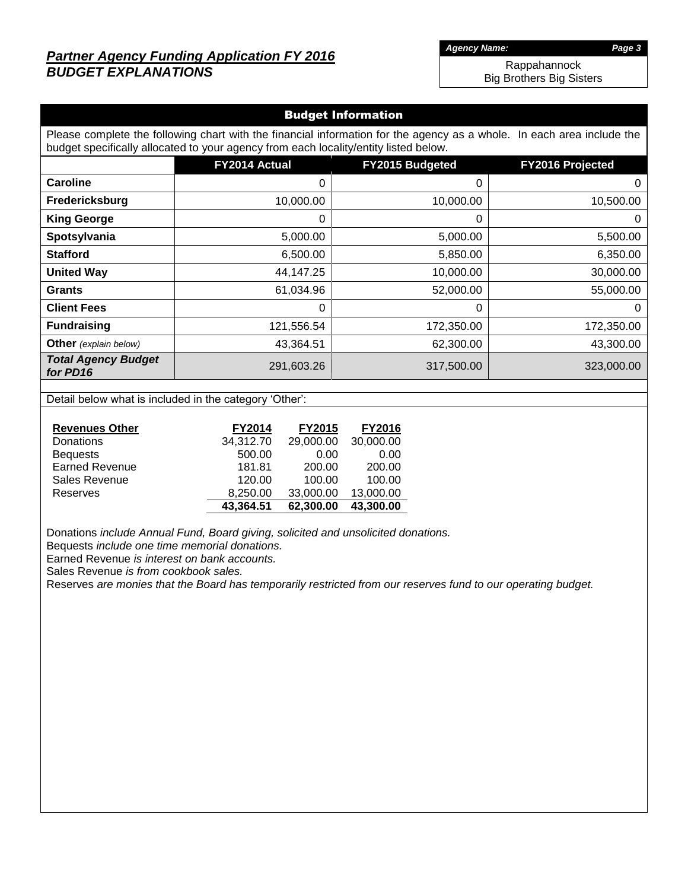# *Partner Agency Funding Application FY 2016*
## *BUDGET EXPLANATIONS*

***Agency Name:***
Rappahannock Big Brothers Big Sisters

### Budget Information

Please complete the following chart with the financial information for the agency as a whole. In each area include the budget specifically allocated to your agency from each locality/entity listed below.

| | FY2014 Actual | FY2015 Budgeted | FY2016 Projected |
|---|---|---|---|
| **Caroline** | 0 | 0 | 0 |
| **Fredericksburg** | 10,000.00 | 10,000.00 | 10,500.00 |
| **King George** | 0 | 0 | 0 |
| **Spotsylvania** | 5,000.00 | 5,000.00 | 5,500.00 |
| **Stafford** | 6,500.00 | 5,850.00 | 6,350.00 |
| **United Way** | 44,147.25 | 10,000.00 | 30,000.00 |
| **Grants** | 61,034.96 | 52,000.00 | 55,000.00 |
| **Client Fees** | 0 | 0 | 0 |
| **Fundraising** | 121,556.54 | 172,350.00 | 172,350.00 |
| **Other** *(explain below)* | 43,364.51 | 62,300.00 | 43,300.00 |
| ***Total Agency Budget for PD16*** | 291,603.26 | 317,500.00 | 323,000.00 |

Detail below what is included in the category 'Other':

| Revenues Other | FY2014 | FY2015 | FY2016 |
|---|---|---|---|
| Donations | 34,312.70 | 29,000.00 | 30,000.00 |
| Bequests | 500.00 | 0.00 | 0.00 |
| Earned Revenue | 181.81 | 200.00 | 200.00 |
| Sales Revenue | 120.00 | 100.00 | 100.00 |
| Reserves | 8,250.00 | 33,000.00 | 13,000.00 |
| | **43,364.51** | **62,300.00** | **43,300.00** |

Donations *include Annual Fund, Board giving, solicited and unsolicited donations.*
Bequests *include one time memorial donations.*
Earned Revenue *is interest on bank accounts.*
Sales Revenue *is from cookbook sales.*
Reserves *are monies that the Board has temporarily restricted from our reserves fund to our operating budget.*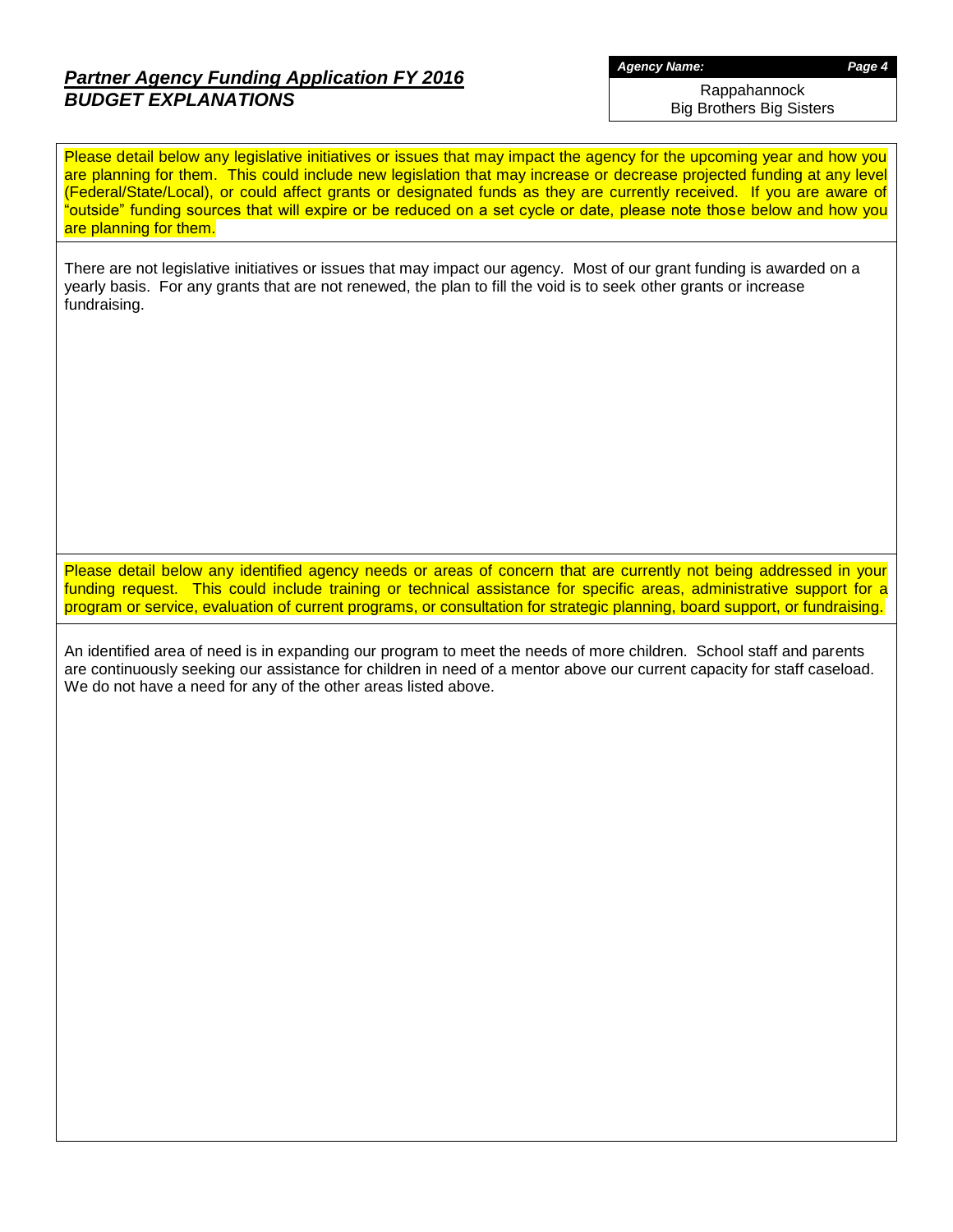## *Partner Agency Funding Application FY 2016*
## *BUDGET EXPLANATIONS*

***Agency Name:***

Rappahannock
Big Brothers Big Sisters

Please detail below any legislative initiatives or issues that may impact the agency for the upcoming year and how you are planning for them. This could include new legislation that may increase or decrease projected funding at any level (Federal/State/Local), or could affect grants or designated funds as they are currently received. If you are aware of "outside" funding sources that will expire or be reduced on a set cycle or date, please note those below and how you are planning for them.

There are not legislative initiatives or issues that may impact our agency. Most of our grant funding is awarded on a yearly basis. For any grants that are not renewed, the plan to fill the void is to seek other grants or increase fundraising.

Please detail below any identified agency needs or areas of concern that are currently not being addressed in your funding request. This could include training or technical assistance for specific areas, administrative support for a program or service, evaluation of current programs, or consultation for strategic planning, board support, or fundraising.

An identified area of need is in expanding our program to meet the needs of more children. School staff and parents are continuously seeking our assistance for children in need of a mentor above our current capacity for staff caseload. We do not have a need for any of the other areas listed above.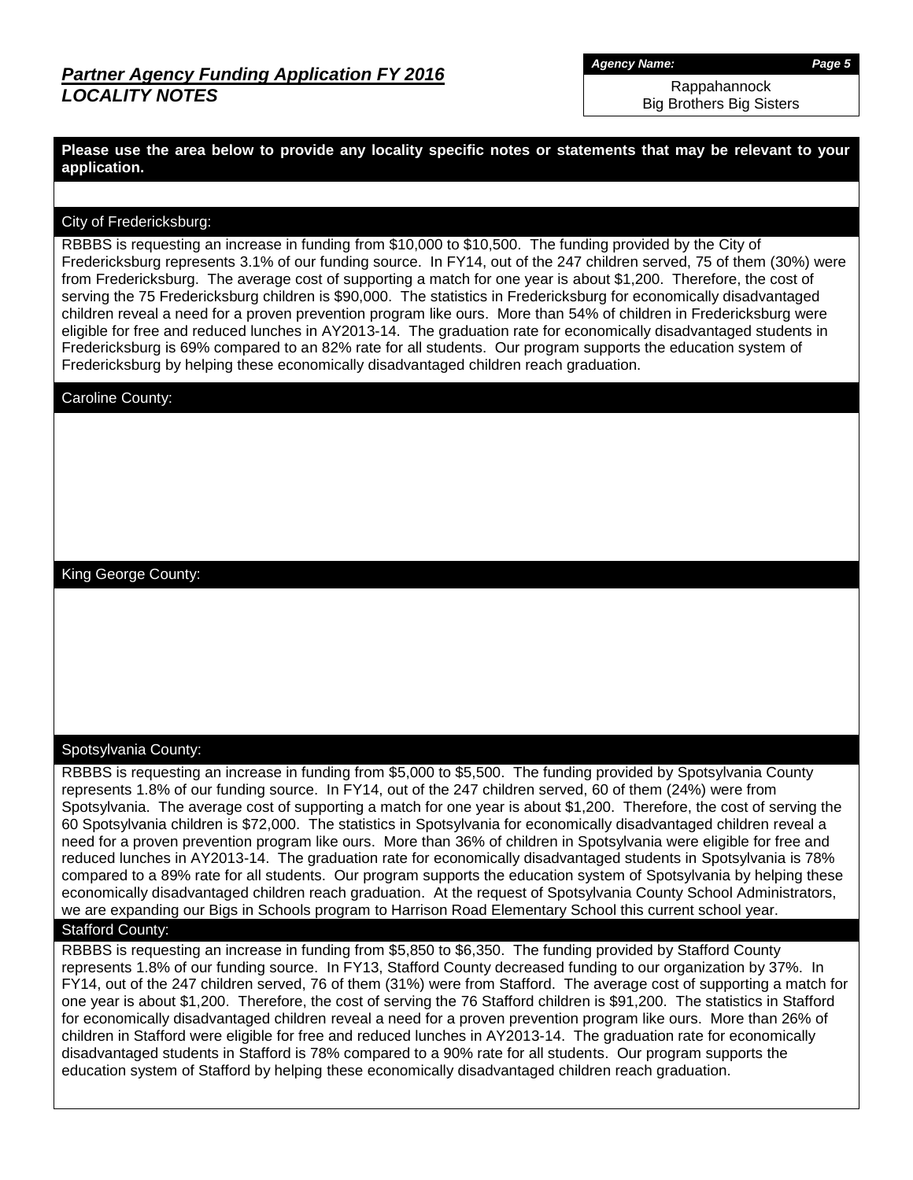# *Partner Agency Funding Application FY 2016*
## *LOCALITY NOTES*

***Agency Name:*** Rappahannock Big Brothers Big Sisters

**Please use the area below to provide any locality specific notes or statements that may be relevant to your application.**

### City of Fredericksburg:

RBBBS is requesting an increase in funding from $10,000 to $10,500. The funding provided by the City of Fredericksburg represents 3.1% of our funding source. In FY14, out of the 247 children served, 75 of them (30%) were from Fredericksburg. The average cost of supporting a match for one year is about $1,200. Therefore, the cost of serving the 75 Fredericksburg children is $90,000. The statistics in Fredericksburg for economically disadvantaged children reveal a need for a proven prevention program like ours. More than 54% of children in Fredericksburg were eligible for free and reduced lunches in AY2013-14. The graduation rate for economically disadvantaged students in Fredericksburg is 69% compared to an 82% rate for all students. Our program supports the education system of Fredericksburg by helping these economically disadvantaged children reach graduation.

### Caroline County:

### King George County:

### Spotsylvania County:

RBBBS is requesting an increase in funding from $5,000 to $5,500. The funding provided by Spotsylvania County represents 1.8% of our funding source. In FY14, out of the 247 children served, 60 of them (24%) were from Spotsylvania. The average cost of supporting a match for one year is about $1,200. Therefore, the cost of serving the 60 Spotsylvania children is $72,000. The statistics in Spotsylvania for economically disadvantaged children reveal a need for a proven prevention program like ours. More than 36% of children in Spotsylvania were eligible for free and reduced lunches in AY2013-14. The graduation rate for economically disadvantaged students in Spotsylvania is 78% compared to a 89% rate for all students. Our program supports the education system of Spotsylvania by helping these economically disadvantaged children reach graduation. At the request of Spotsylvania County School Administrators, we are expanding our Bigs in Schools program to Harrison Road Elementary School this current school year.

### Stafford County:

RBBBS is requesting an increase in funding from $5,850 to $6,350. The funding provided by Stafford County represents 1.8% of our funding source. In FY13, Stafford County decreased funding to our organization by 37%. In FY14, out of the 247 children served, 76 of them (31%) were from Stafford. The average cost of supporting a match for one year is about $1,200. Therefore, the cost of serving the 76 Stafford children is $91,200. The statistics in Stafford for economically disadvantaged children reveal a need for a proven prevention program like ours. More than 26% of children in Stafford were eligible for free and reduced lunches in AY2013-14. The graduation rate for economically disadvantaged students in Stafford is 78% compared to a 90% rate for all students. Our program supports the education system of Stafford by helping these economically disadvantaged children reach graduation.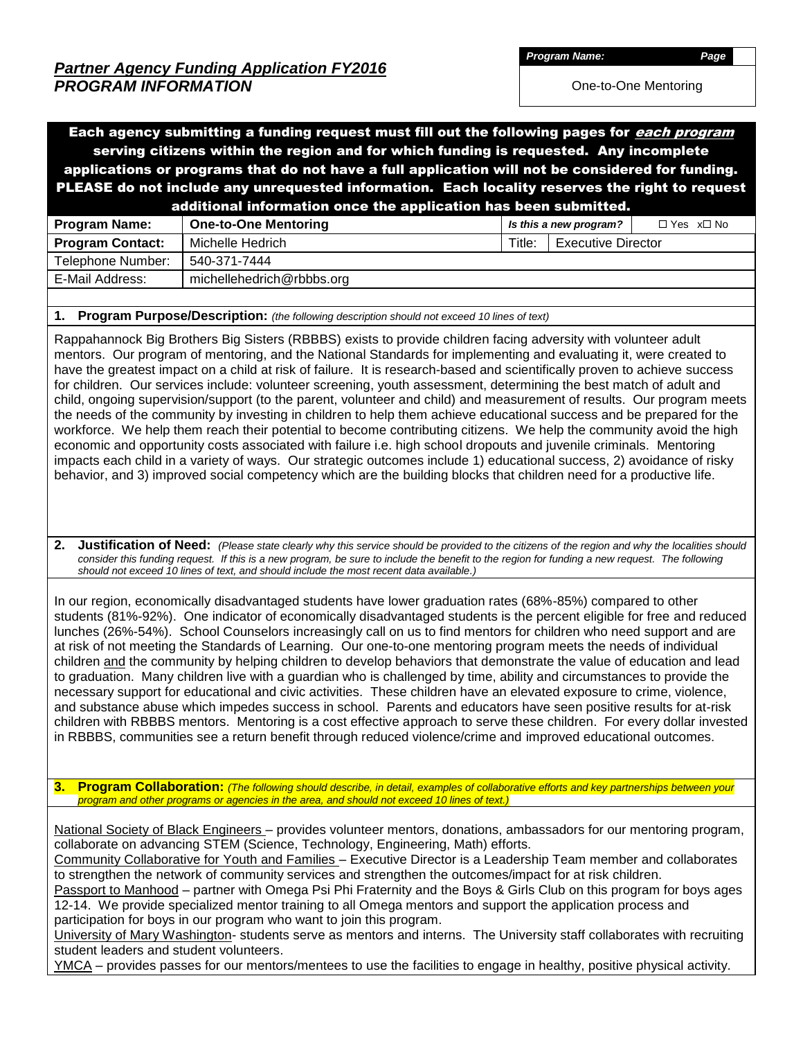## *Partner Agency Funding Application FY2016*
## *PROGRAM INFORMATION*

| *Program Name:* | *Page* |
|---|---|
| One-to-One Mentoring | |

**Each agency submitting a funding request must fill out the following pages for *each program* serving citizens within the region and for which funding is requested. Any incomplete applications or programs that do not have a full application will not be considered for funding. PLEASE do not include any unrequested information. Each locality reserves the right to request additional information once the application has been submitted.**

| **Program Name:** | **One-to-One Mentoring** | *Is this a new program?* | ☐ Yes x☐ No |
|---|---|---|---|
| **Program Contact:** | Michelle Hedrich | Title: | Executive Director |
| Telephone Number: | 540-371-7444 | | |
| E-Mail Address: | michellehedrich@rbbbs.org | | |

**1. Program Purpose/Description:** *(the following description should not exceed 10 lines of text)*

Rappahannock Big Brothers Big Sisters (RBBBS) exists to provide children facing adversity with volunteer adult mentors. Our program of mentoring, and the National Standards for implementing and evaluating it, were created to have the greatest impact on a child at risk of failure. It is research-based and scientifically proven to achieve success for children. Our services include: volunteer screening, youth assessment, determining the best match of adult and child, ongoing supervision/support (to the parent, volunteer and child) and measurement of results. Our program meets the needs of the community by investing in children to help them achieve educational success and be prepared for the workforce. We help them reach their potential to become contributing citizens. We help the community avoid the high economic and opportunity costs associated with failure i.e. high school dropouts and juvenile criminals. Mentoring impacts each child in a variety of ways. Our strategic outcomes include 1) educational success, 2) avoidance of risky behavior, and 3) improved social competency which are the building blocks that children need for a productive life.

**2. Justification of Need:** *(Please state clearly why this service should be provided to the citizens of the region and why the localities should consider this funding request. If this is a new program, be sure to include the benefit to the region for funding a new request. The following should not exceed 10 lines of text, and should include the most recent data available.)*

In our region, economically disadvantaged students have lower graduation rates (68%-85%) compared to other students (81%-92%). One indicator of economically disadvantaged students is the percent eligible for free and reduced lunches (26%-54%). School Counselors increasingly call on us to find mentors for children who need support and are at risk of not meeting the Standards of Learning. Our one-to-one mentoring program meets the needs of individual children and the community by helping children to develop behaviors that demonstrate the value of education and lead to graduation. Many children live with a guardian who is challenged by time, ability and circumstances to provide the necessary support for educational and civic activities. These children have an elevated exposure to crime, violence, and substance abuse which impedes success in school. Parents and educators have seen positive results for at-risk children with RBBBS mentors. Mentoring is a cost effective approach to serve these children. For every dollar invested in RBBBS, communities see a return benefit through reduced violence/crime and improved educational outcomes.

**3. Program Collaboration:** *(The following should describe, in detail, examples of collaborative efforts and key partnerships between your program and other programs or agencies in the area, and should not exceed 10 lines of text.)*

National Society of Black Engineers – provides volunteer mentors, donations, ambassadors for our mentoring program, collaborate on advancing STEM (Science, Technology, Engineering, Math) efforts.
Community Collaborative for Youth and Families – Executive Director is a Leadership Team member and collaborates to strengthen the network of community services and strengthen the outcomes/impact for at risk children.
Passport to Manhood – partner with Omega Psi Phi Fraternity and the Boys & Girls Club on this program for boys ages 12-14. We provide specialized mentor training to all Omega mentors and support the application process and participation for boys in our program who want to join this program.
University of Mary Washington- students serve as mentors and interns. The University staff collaborates with recruiting student leaders and student volunteers.
YMCA – provides passes for our mentors/mentees to use the facilities to engage in healthy, positive physical activity.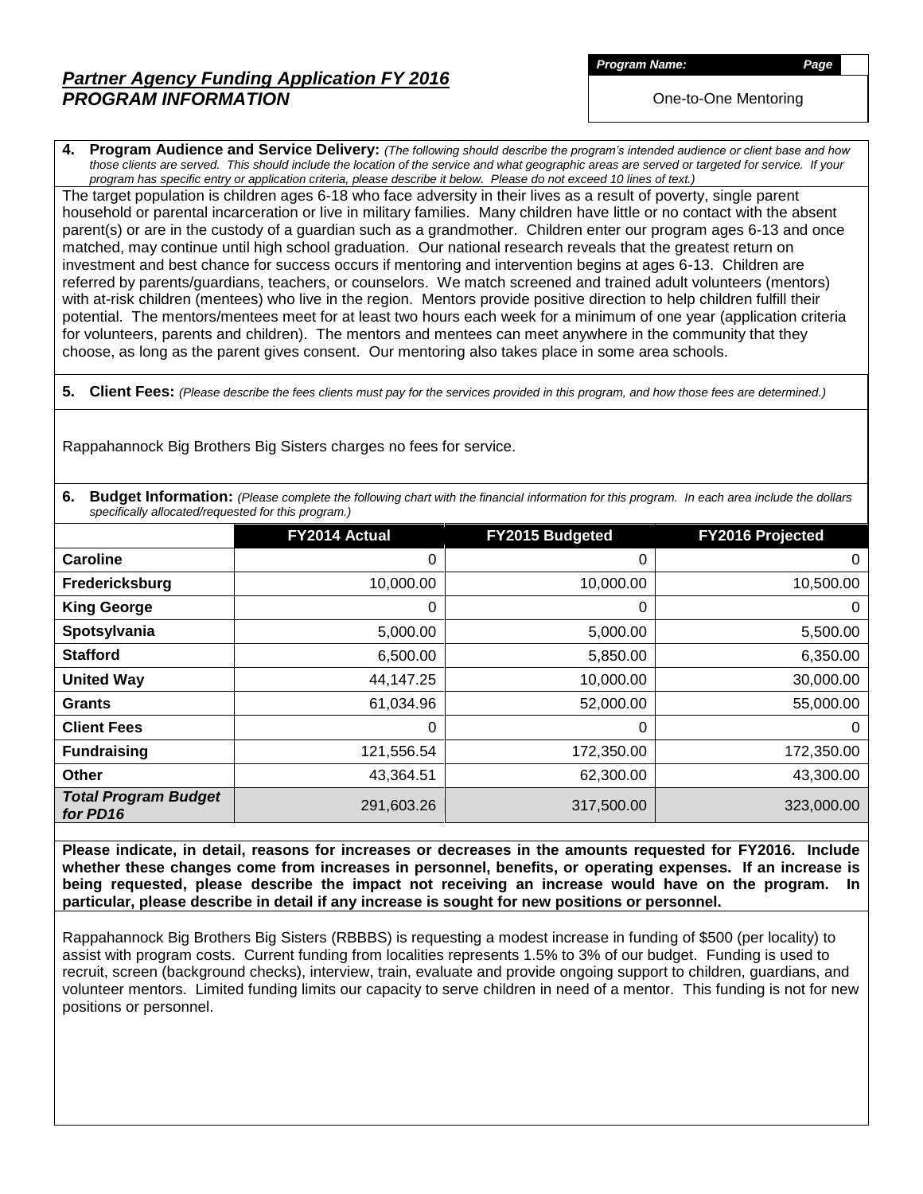## *Partner Agency Funding Application FY 2016*
## *PROGRAM INFORMATION*

| *Program Name:* | *Page* |
|---|---|
| One-to-One Mentoring | |

**4. Program Audience and Service Delivery:** *(The following should describe the program's intended audience or client base and how those clients are served. This should include the location of the service and what geographic areas are served or targeted for service. If your program has specific entry or application criteria, please describe it below. Please do not exceed 10 lines of text.)*

The target population is children ages 6-18 who face adversity in their lives as a result of poverty, single parent household or parental incarceration or live in military families. Many children have little or no contact with the absent parent(s) or are in the custody of a guardian such as a grandmother. Children enter our program ages 6-13 and once matched, may continue until high school graduation. Our national research reveals that the greatest return on investment and best chance for success occurs if mentoring and intervention begins at ages 6-13. Children are referred by parents/guardians, teachers, or counselors. We match screened and trained adult volunteers (mentors) with at-risk children (mentees) who live in the region. Mentors provide positive direction to help children fulfill their potential. The mentors/mentees meet for at least two hours each week for a minimum of one year (application criteria for volunteers, parents and children). The mentors and mentees can meet anywhere in the community that they choose, as long as the parent gives consent. Our mentoring also takes place in some area schools.

**5. Client Fees:** *(Please describe the fees clients must pay for the services provided in this program, and how those fees are determined.)*

Rappahannock Big Brothers Big Sisters charges no fees for service.

**6. Budget Information:** *(Please complete the following chart with the financial information for this program. In each area include the dollars specifically allocated/requested for this program.)*

| | FY2014 Actual | FY2015 Budgeted | FY2016 Projected |
|---|---|---|---|
| **Caroline** | 0 | 0 | 0 |
| **Fredericksburg** | 10,000.00 | 10,000.00 | 10,500.00 |
| **King George** | 0 | 0 | 0 |
| **Spotsylvania** | 5,000.00 | 5,000.00 | 5,500.00 |
| **Stafford** | 6,500.00 | 5,850.00 | 6,350.00 |
| **United Way** | 44,147.25 | 10,000.00 | 30,000.00 |
| **Grants** | 61,034.96 | 52,000.00 | 55,000.00 |
| **Client Fees** | 0 | 0 | 0 |
| **Fundraising** | 121,556.54 | 172,350.00 | 172,350.00 |
| **Other** | 43,364.51 | 62,300.00 | 43,300.00 |
| ***Total Program Budget for PD16*** | 291,603.26 | 317,500.00 | 323,000.00 |

**Please indicate, in detail, reasons for increases or decreases in the amounts requested for FY2016. Include whether these changes come from increases in personnel, benefits, or operating expenses. If an increase is being requested, please describe the impact not receiving an increase would have on the program. In particular, please describe in detail if any increase is sought for new positions or personnel.**

Rappahannock Big Brothers Big Sisters (RBBBS) is requesting a modest increase in funding of $500 (per locality) to assist with program costs. Current funding from localities represents 1.5% to 3% of our budget. Funding is used to recruit, screen (background checks), interview, train, evaluate and provide ongoing support to children, guardians, and volunteer mentors. Limited funding limits our capacity to serve children in need of a mentor. This funding is not for new positions or personnel.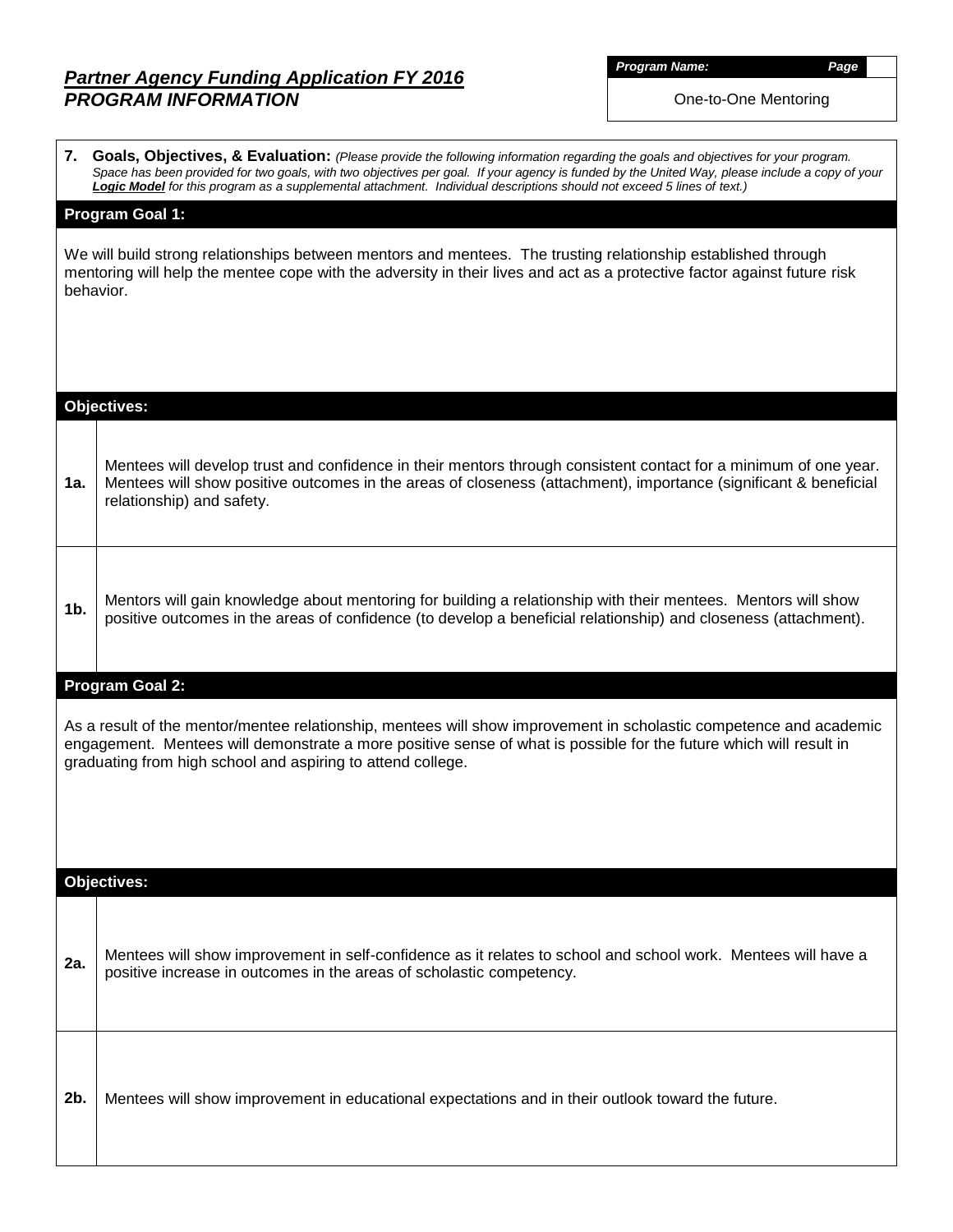# *Partner Agency Funding Application FY 2016*
## *PROGRAM INFORMATION*

| ***Program Name:*** | ***Page*** |
|---|---|
| One-to-One Mentoring | |

**7. Goals, Objectives, & Evaluation:** *(Please provide the following information regarding the goals and objectives for your program. Space has been provided for two goals, with two objectives per goal. If your agency is funded by the United Way, please include a copy of your* ***Logic Model*** *for this program as a supplemental attachment. Individual descriptions should not exceed 5 lines of text.)*

### Program Goal 1:

We will build strong relationships between mentors and mentees. The trusting relationship established through mentoring will help the mentee cope with the adversity in their lives and act as a protective factor against future risk behavior.

### Objectives:

| | |
|---|---|
| **1a.** | Mentees will develop trust and confidence in their mentors through consistent contact for a minimum of one year. Mentees will show positive outcomes in the areas of closeness (attachment), importance (significant & beneficial relationship) and safety. |
| **1b.** | Mentors will gain knowledge about mentoring for building a relationship with their mentees. Mentors will show positive outcomes in the areas of confidence (to develop a beneficial relationship) and closeness (attachment). |

### Program Goal 2:

As a result of the mentor/mentee relationship, mentees will show improvement in scholastic competence and academic engagement. Mentees will demonstrate a more positive sense of what is possible for the future which will result in graduating from high school and aspiring to attend college.

### Objectives:

| | |
|---|---|
| **2a.** | Mentees will show improvement in self-confidence as it relates to school and school work. Mentees will have a positive increase in outcomes in the areas of scholastic competency. |
| **2b.** | Mentees will show improvement in educational expectations and in their outlook toward the future. |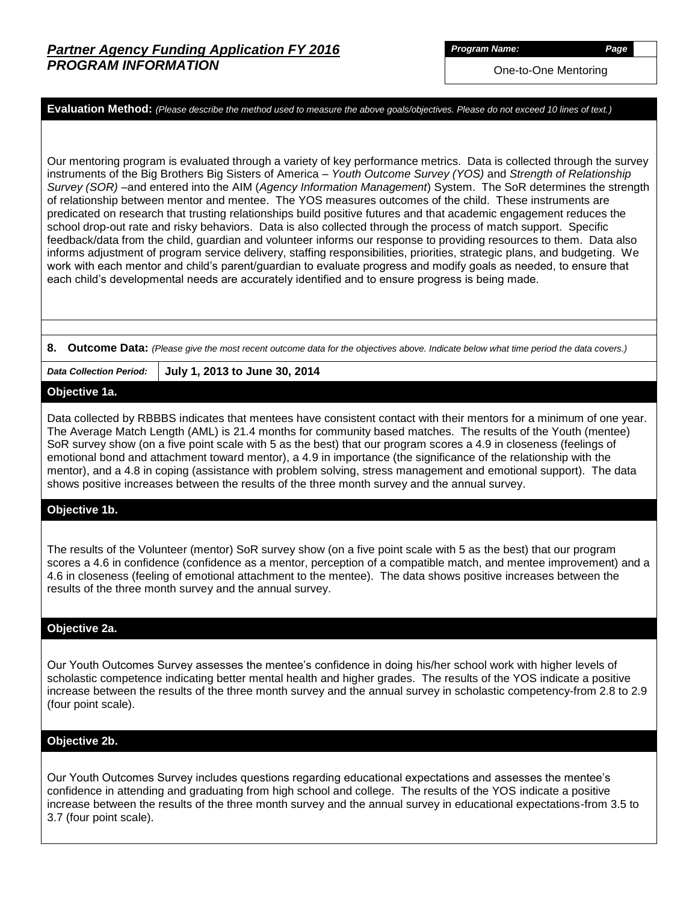**Partner Agency Funding Application FY 2016**
**PROGRAM INFORMATION**

| *Program Name:* | *Page* |
|---|---|
| One-to-One Mentoring | |

**Evaluation Method:** *(Please describe the method used to measure the above goals/objectives. Please do not exceed 10 lines of text.)*

Our mentoring program is evaluated through a variety of key performance metrics. Data is collected through the survey instruments of the Big Brothers Big Sisters of America – *Youth Outcome Survey (YOS)* and *Strength of Relationship Survey (SOR)* –and entered into the AIM (*Agency Information Management*) System. The SoR determines the strength of relationship between mentor and mentee. The YOS measures outcomes of the child. These instruments are predicated on research that trusting relationships build positive futures and that academic engagement reduces the school drop-out rate and risky behaviors. Data is also collected through the process of match support. Specific feedback/data from the child, guardian and volunteer informs our response to providing resources to them. Data also informs adjustment of program service delivery, staffing responsibilities, priorities, strategic plans, and budgeting. We work with each mentor and child's parent/guardian to evaluate progress and modify goals as needed, to ensure that each child's developmental needs are accurately identified and to ensure progress is being made.

**8. Outcome Data:** *(Please give the most recent outcome data for the objectives above. Indicate below what time period the data covers.)*

| *Data Collection Period:* | **July 1, 2013 to June 30, 2014** |
|---|---|

**Objective 1a.**

Data collected by RBBBS indicates that mentees have consistent contact with their mentors for a minimum of one year. The Average Match Length (AML) is 21.4 months for community based matches. The results of the Youth (mentee) SoR survey show (on a five point scale with 5 as the best) that our program scores a 4.9 in closeness (feelings of emotional bond and attachment toward mentor), a 4.9 in importance (the significance of the relationship with the mentor), and a 4.8 in coping (assistance with problem solving, stress management and emotional support). The data shows positive increases between the results of the three month survey and the annual survey.

**Objective 1b.**

The results of the Volunteer (mentor) SoR survey show (on a five point scale with 5 as the best) that our program scores a 4.6 in confidence (confidence as a mentor, perception of a compatible match, and mentee improvement) and a 4.6 in closeness (feeling of emotional attachment to the mentee). The data shows positive increases between the results of the three month survey and the annual survey.

**Objective 2a.**

Our Youth Outcomes Survey assesses the mentee's confidence in doing his/her school work with higher levels of scholastic competence indicating better mental health and higher grades. The results of the YOS indicate a positive increase between the results of the three month survey and the annual survey in scholastic competency-from 2.8 to 2.9 (four point scale).

**Objective 2b.**

Our Youth Outcomes Survey includes questions regarding educational expectations and assesses the mentee's confidence in attending and graduating from high school and college. The results of the YOS indicate a positive increase between the results of the three month survey and the annual survey in educational expectations-from 3.5 to 3.7 (four point scale).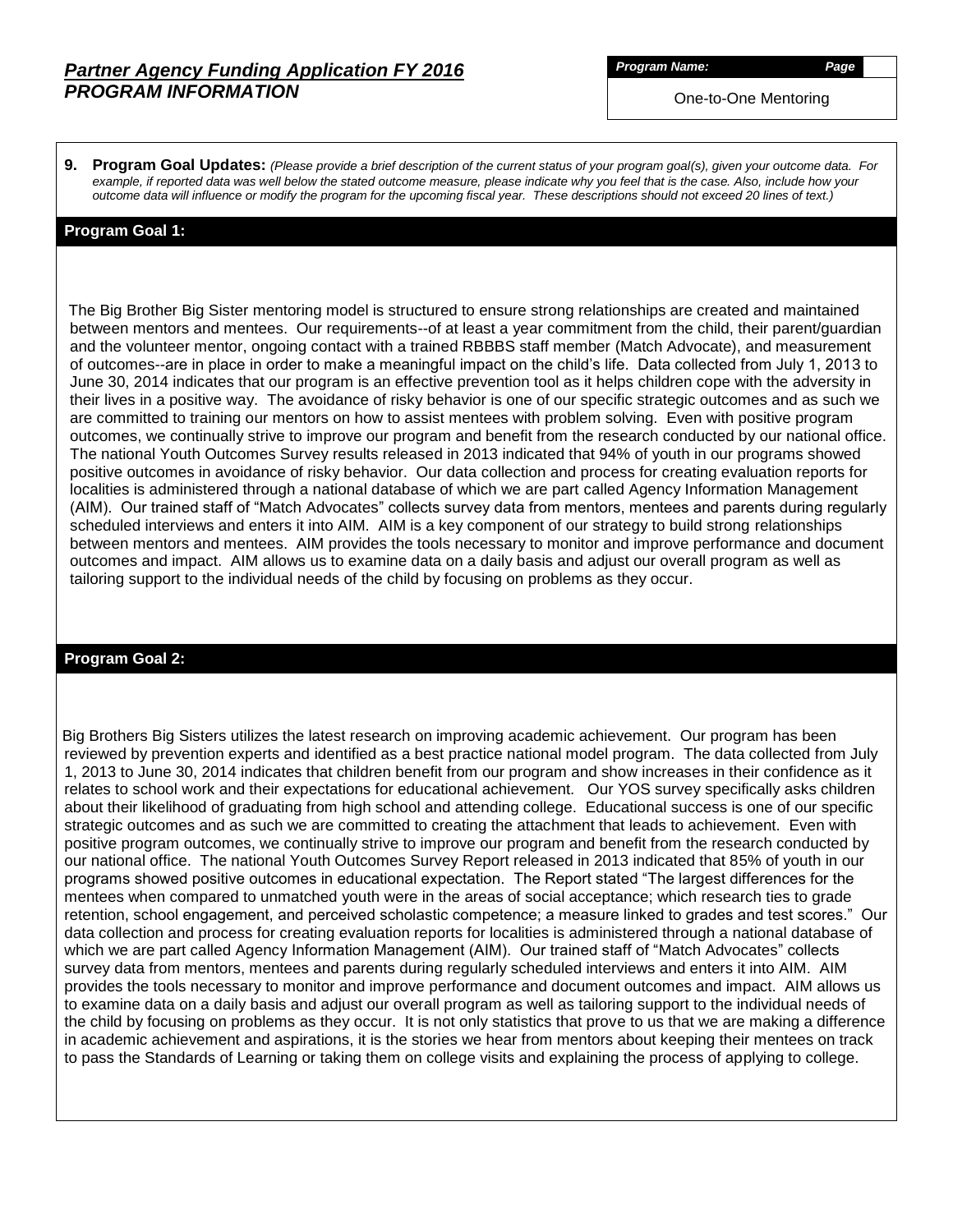## *Partner Agency Funding Application FY 2016*
## *PROGRAM INFORMATION*

| *Program Name:* | *Page* |
|---|---|
| One-to-One Mentoring | |

**9. Program Goal Updates:** *(Please provide a brief description of the current status of your program goal(s), given your outcome data. For example, if reported data was well below the stated outcome measure, please indicate why you feel that is the case. Also, include how your outcome data will influence or modify the program for the upcoming fiscal year. These descriptions should not exceed 20 lines of text.)*

### Program Goal 1:

The Big Brother Big Sister mentoring model is structured to ensure strong relationships are created and maintained between mentors and mentees. Our requirements--of at least a year commitment from the child, their parent/guardian and the volunteer mentor, ongoing contact with a trained RBBBS staff member (Match Advocate), and measurement of outcomes--are in place in order to make a meaningful impact on the child's life. Data collected from July 1, 2013 to June 30, 2014 indicates that our program is an effective prevention tool as it helps children cope with the adversity in their lives in a positive way. The avoidance of risky behavior is one of our specific strategic outcomes and as such we are committed to training our mentors on how to assist mentees with problem solving. Even with positive program outcomes, we continually strive to improve our program and benefit from the research conducted by our national office. The national Youth Outcomes Survey results released in 2013 indicated that 94% of youth in our programs showed positive outcomes in avoidance of risky behavior. Our data collection and process for creating evaluation reports for localities is administered through a national database of which we are part called Agency Information Management (AIM). Our trained staff of "Match Advocates" collects survey data from mentors, mentees and parents during regularly scheduled interviews and enters it into AIM. AIM is a key component of our strategy to build strong relationships between mentors and mentees. AIM provides the tools necessary to monitor and improve performance and document outcomes and impact. AIM allows us to examine data on a daily basis and adjust our overall program as well as tailoring support to the individual needs of the child by focusing on problems as they occur.

### Program Goal 2:

Big Brothers Big Sisters utilizes the latest research on improving academic achievement. Our program has been reviewed by prevention experts and identified as a best practice national model program. The data collected from July 1, 2013 to June 30, 2014 indicates that children benefit from our program and show increases in their confidence as it relates to school work and their expectations for educational achievement. Our YOS survey specifically asks children about their likelihood of graduating from high school and attending college. Educational success is one of our specific strategic outcomes and as such we are committed to creating the attachment that leads to achievement. Even with positive program outcomes, we continually strive to improve our program and benefit from the research conducted by our national office. The national Youth Outcomes Survey Report released in 2013 indicated that 85% of youth in our programs showed positive outcomes in educational expectation. The Report stated "The largest differences for the mentees when compared to unmatched youth were in the areas of social acceptance; which research ties to grade retention, school engagement, and perceived scholastic competence; a measure linked to grades and test scores." Our data collection and process for creating evaluation reports for localities is administered through a national database of which we are part called Agency Information Management (AIM). Our trained staff of "Match Advocates" collects survey data from mentors, mentees and parents during regularly scheduled interviews and enters it into AIM. AIM provides the tools necessary to monitor and improve performance and document outcomes and impact. AIM allows us to examine data on a daily basis and adjust our overall program as well as tailoring support to the individual needs of the child by focusing on problems as they occur. It is not only statistics that prove to us that we are making a difference in academic achievement and aspirations, it is the stories we hear from mentors about keeping their mentees on track to pass the Standards of Learning or taking them on college visits and explaining the process of applying to college.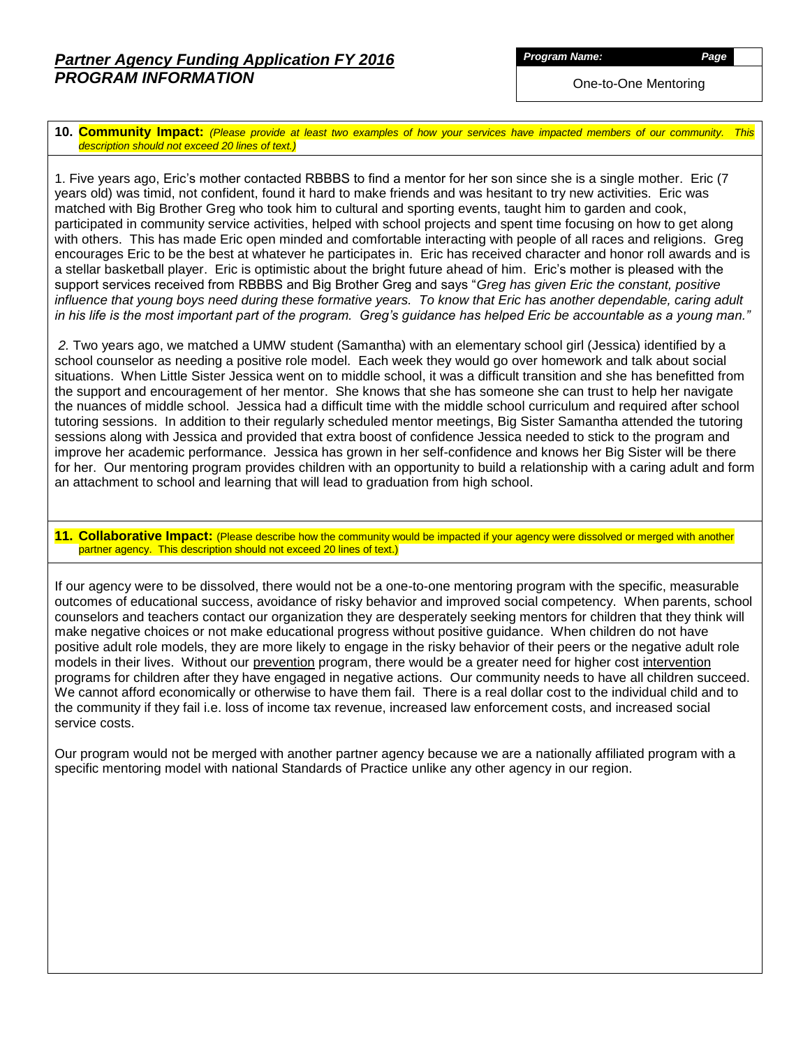## Partner Agency Funding Application FY 2016
## PROGRAM INFORMATION

**Program Name:** One-to-One Mentoring

**10. Community Impact:** *(Please provide at least two examples of how your services have impacted members of our community. This description should not exceed 20 lines of text.)*

1. Five years ago, Eric's mother contacted RBBBS to find a mentor for her son since she is a single mother. Eric (7 years old) was timid, not confident, found it hard to make friends and was hesitant to try new activities. Eric was matched with Big Brother Greg who took him to cultural and sporting events, taught him to garden and cook, participated in community service activities, helped with school projects and spent time focusing on how to get along with others. This has made Eric open minded and comfortable interacting with people of all races and religions. Greg encourages Eric to be the best at whatever he participates in. Eric has received character and honor roll awards and is a stellar basketball player. Eric is optimistic about the bright future ahead of him. Eric's mother is pleased with the support services received from RBBBS and Big Brother Greg and says "*Greg has given Eric the constant, positive influence that young boys need during these formative years. To know that Eric has another dependable, caring adult in his life is the most important part of the program. Greg's guidance has helped Eric be accountable as a young man."*

*2.* Two years ago, we matched a UMW student (Samantha) with an elementary school girl (Jessica) identified by a school counselor as needing a positive role model. Each week they would go over homework and talk about social situations. When Little Sister Jessica went on to middle school, it was a difficult transition and she has benefitted from the support and encouragement of her mentor. She knows that she has someone she can trust to help her navigate the nuances of middle school. Jessica had a difficult time with the middle school curriculum and required after school tutoring sessions. In addition to their regularly scheduled mentor meetings, Big Sister Samantha attended the tutoring sessions along with Jessica and provided that extra boost of confidence Jessica needed to stick to the program and improve her academic performance. Jessica has grown in her self-confidence and knows her Big Sister will be there for her. Our mentoring program provides children with an opportunity to build a relationship with a caring adult and form an attachment to school and learning that will lead to graduation from high school.

**11. Collaborative Impact:** (Please describe how the community would be impacted if your agency were dissolved or merged with another partner agency. This description should not exceed 20 lines of text.)

If our agency were to be dissolved, there would not be a one-to-one mentoring program with the specific, measurable outcomes of educational success, avoidance of risky behavior and improved social competency. When parents, school counselors and teachers contact our organization they are desperately seeking mentors for children that they think will make negative choices or not make educational progress without positive guidance. When children do not have positive adult role models, they are more likely to engage in the risky behavior of their peers or the negative adult role models in their lives. Without our <u>prevention</u> program, there would be a greater need for higher cost <u>intervention</u> programs for children after they have engaged in negative actions. Our community needs to have all children succeed. We cannot afford economically or otherwise to have them fail. There is a real dollar cost to the individual child and to the community if they fail i.e. loss of income tax revenue, increased law enforcement costs, and increased social service costs.

Our program would not be merged with another partner agency because we are a nationally affiliated program with a specific mentoring model with national Standards of Practice unlike any other agency in our region.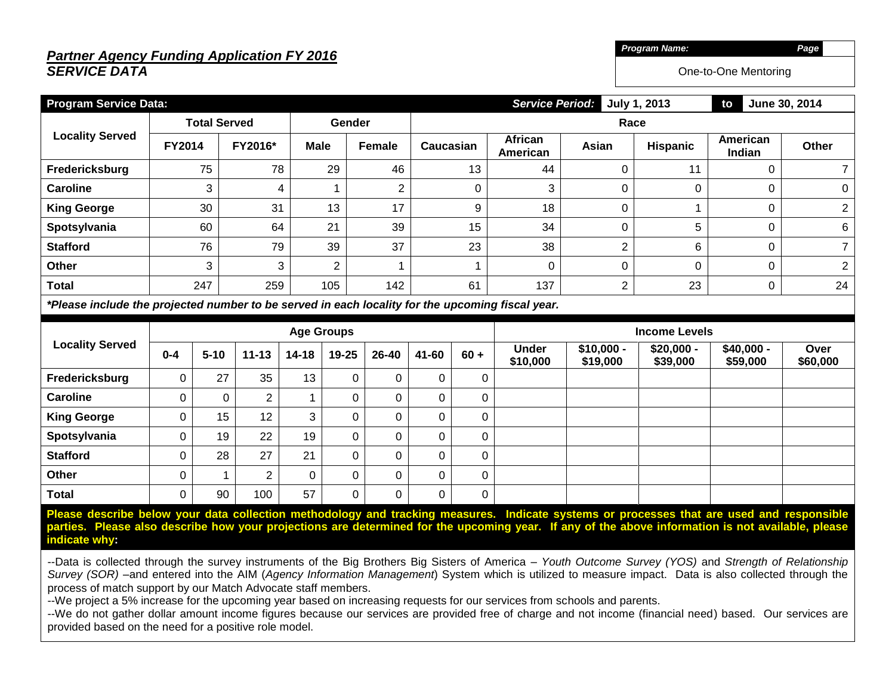## *Partner Agency Funding Application FY 2016*
## *SERVICE DATA*

| ***Program Name:*** | ***Page*** |
|---|---|
| One-to-One Mentoring | |

**Program Service Data:** ***Service Period:*** **July 1, 2013** **to** **June 30, 2014**

| Locality Served | Total Served | | Gender | | Race | | | | | |
|---|---|---|---|---|---|---|---|---|---|---|
| | FY2014 | FY2016* | Male | Female | Caucasian | African American | Asian | Hispanic | American Indian | Other |
| **Fredericksburg** | 75 | 78 | 29 | 46 | 13 | 44 | 0 | 11 | 0 | 7 |
| **Caroline** | 3 | 4 | 1 | 2 | 0 | 3 | 0 | 0 | 0 | 0 |
| **King George** | 30 | 31 | 13 | 17 | 9 | 18 | 0 | 1 | 0 | 2 |
| **Spotsylvania** | 60 | 64 | 21 | 39 | 15 | 34 | 0 | 5 | 0 | 6 |
| **Stafford** | 76 | 79 | 39 | 37 | 23 | 38 | 2 | 6 | 0 | 7 |
| **Other** | 3 | 3 | 2 | 1 | 1 | 0 | 0 | 0 | 0 | 2 |
| **Total** | 247 | 259 | 105 | 142 | 61 | 137 | 2 | 23 | 0 | 24 |

***Please include the projected number to be served in each locality for the upcoming fiscal year.**

| Locality Served | Age Groups | | | | | | | | Income Levels | | | | |
|---|---|---|---|---|---|---|---|---|---|---|---|---|---|
| | 0-4 | 5-10 | 11-13 | 14-18 | 19-25 | 26-40 | 41-60 | 60 + | Under $10,000 | $10,000 - $19,000 | $20,000 - $39,000 | $40,000 - $59,000 | Over $60,000 |
| **Fredericksburg** | 0 | 27 | 35 | 13 | 0 | 0 | 0 | 0 | | | | | |
| **Caroline** | 0 | 0 | 2 | 1 | 0 | 0 | 0 | 0 | | | | | |
| **King George** | 0 | 15 | 12 | 3 | 0 | 0 | 0 | 0 | | | | | |
| **Spotsylvania** | 0 | 19 | 22 | 19 | 0 | 0 | 0 | 0 | | | | | |
| **Stafford** | 0 | 28 | 27 | 21 | 0 | 0 | 0 | 0 | | | | | |
| **Other** | 0 | 1 | 2 | 0 | 0 | 0 | 0 | 0 | | | | | |
| **Total** | 0 | 90 | 100 | 57 | 0 | 0 | 0 | 0 | | | | | |

**Please describe below your data collection methodology and tracking measures. Indicate systems or processes that are used and responsible parties. Please also describe how your projections are determined for the upcoming year. If any of the above information is not available, please indicate why:**

--Data is collected through the survey instruments of the Big Brothers Big Sisters of America – *Youth Outcome Survey (YOS)* and *Strength of Relationship Survey (SOR)* –and entered into the AIM (*Agency Information Management*) System which is utilized to measure impact. Data is also collected through the process of match support by our Match Advocate staff members.

--We project a 5% increase for the upcoming year based on increasing requests for our services from schools and parents.

--We do not gather dollar amount income figures because our services are provided free of charge and not income (financial need) based. Our services are provided based on the need for a positive role model.